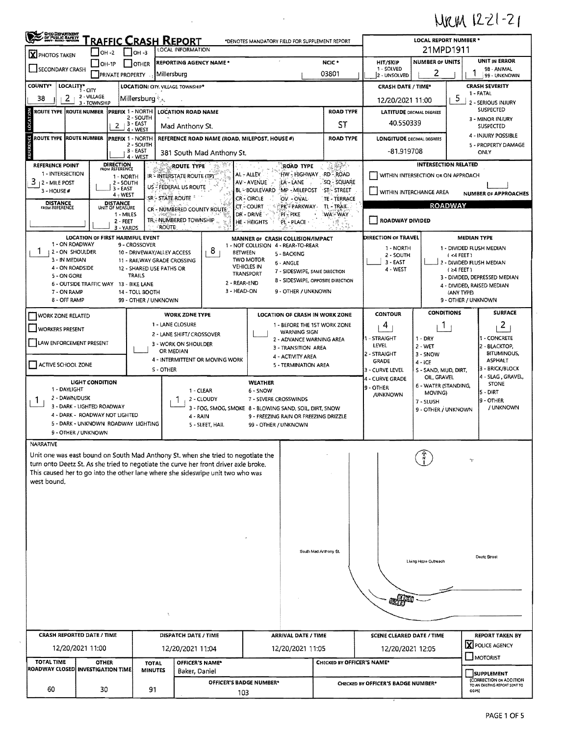MCM 12-21-21

# TRAFFIC CRASH REPORT

*DENOTES MANDATORY FIELD FOR SUPPLEMENT REPORT

LOCAL INFORMATION

LOCAL REPORT NUMBER *: 21MPD1911

[X] PHOTOS TAKEN [ ] OH-2 [ ] OH-3 [ ] SECONDARY CRASH [ ] OH-1P [ ] OTHER [ ] PRIVATE PROPERTY

| REPORTING AGENCY NAME * | NCIC * | HIT/SKIP | NUMBER OF UNITS | UNIT IN ERROR |
|---|---|---|---|---|
| Millersburg | 03801 | 1 - SOLVED / 2 - UNSOLVED | 2 | 1 (98 - ANIMAL, 99 - UNKNOWN) |

| COUNTY* | LOCALITY* | LOCATION: CITY, VILLAGE, TOWNSHIP* | CRASH DATE / TIME* | CRASH SEVERITY |
|---|---|---|---|---|
| 38 | 2 (1 - CITY, 2 - VILLAGE, 3 - TOWNSHIP) | Millersburg | 12/20/2021 11:00 | 5 |

CRASH SEVERITY: 1 - FATAL, 2 - SERIOUS INJURY SUSPECTED, 3 - MINOR INJURY SUSPECTED, 4 - INJURY POSSIBLE, 5 - PROPERTY DAMAGE ONLY

**LOCATION**

| ROUTE TYPE | ROUTE NUMBER | PREFIX | LOCATION ROAD NAME | ROAD TYPE | LATITUDE DECIMAL DEGREES |
|---|---|---|---|---|---|
| | | 2 | Mad Anthony St. | ST | 40.550339 |

PREFIX: 1 - NORTH, 2 - SOUTH, 3 - EAST, 4 - WEST

**REFERENCE**

| ROUTE TYPE | ROUTE NUMBER | PREFIX | REFERENCE ROAD NAME (ROAD, MILEPOST, HOUSE #) | ROAD TYPE | LONGITUDE DECIMAL DEGREES |
|---|---|---|---|---|---|
| | | | 381 South Mad Anthony St. | | -81.919708 |

REFERENCE POINT: 3 (1 - INTERSECTION, 2 - MILE POST, 3 - HOUSE #)

DIRECTION FROM REFERENCE: 1 - NORTH, 2 - SOUTH, 3 - EAST, 4 - WEST

DISTANCE FROM REFERENCE: ___ DISTANCE UNIT OF MEASURE: 1 - MILES, 2 - FEET, 3 - YARDS

ROUTE TYPE: IR - INTERSTATE ROUTE (TP), US - FEDERAL US ROUTE, SR - STATE ROUTE, CR - NUMBERED COUNTY ROUTE, TR - NUMBERED TOWNSHIP ROUTE

ROAD TYPE: AL - ALLEY, AV - AVENUE, BL - BOULEVARD, CR - CIRCLE, CT - COURT, DR - DRIVE, HE - HEIGHTS, HW - HIGHWAY, LA - LANE, MP - MILEPOST, OV - OVAL, PK - PARKWAY, PI - PIKE, PL - PLACE, RD - ROAD, SQ - SQUARE, ST - STREET, TE - TERRACE, TL - TRAIL, WA - WAY

INTERSECTION RELATED: [ ] WITHIN INTERSECTION OR ON APPROACH [ ] WITHIN INTERCHANGE AREA — NUMBER OF APPROACHES: ___

ROADWAY: [ ] ROADWAY DIVIDED

**LOCATION OF FIRST HARMFUL EVENT:** 1
1 - ON ROADWAY, 2 - ON SHOULDER, 3 - IN MEDIAN, 4 - ON ROADSIDE, 5 - ON GORE, 6 - OUTSIDE TRAFFIC WAY, 7 - ON RAMP, 8 - OFF RAMP, 9 - CROSSOVER, 10 - DRIVEWAY/ALLEY ACCESS, 11 - RAILWAY GRADE CROSSING, 12 - SHARED USE PATHS OR TRAILS, 13 - BIKE LANE, 14 - TOLL BOOTH, 99 - OTHER / UNKNOWN

**MANNER OF CRASH COLLISION/IMPACT:** 8
1 - NOT COLLISION BETWEEN TWO MOTOR VEHICLES IN TRANSPORT, 2 - REAR-END, 3 - HEAD-ON, 4 - REAR-TO-REAR, 5 - BACKING, 6 - ANGLE, 7 - SIDESWIPE, SAME DIRECTION, 8 - SIDESWIPE, OPPOSITE DIRECTION, 9 - OTHER / UNKNOWN

**DIRECTION OF TRAVEL:** 1 - NORTH, 2 - SOUTH, 3 - EAST, 4 - WEST

**MEDIAN TYPE:** 1 - DIVIDED FLUSH MEDIAN (<4 FEET), 2 - DIVIDED FLUSH MEDIAN (≥4 FEET), 3 - DIVIDED, DEPRESSED MEDIAN, 4 - DIVIDED, RAISED MEDIAN (ANY TYPE), 9 - OTHER / UNKNOWN

[ ] WORK ZONE RELATED [ ] WORKERS PRESENT [ ] LAW ENFORCEMENT PRESENT [ ] ACTIVE SCHOOL ZONE

WORK ZONE TYPE: 1 - LANE CLOSURE, 2 - LANE SHIFT/ CROSSOVER, 3 - WORK ON SHOULDER OR MEDIAN, 4 - INTERMITTENT OR MOVING WORK, 5 - OTHER

LOCATION OF CRASH IN WORK ZONE: 1 - BEFORE THE 1ST WORK ZONE WARNING SIGN, 2 - ADVANCE WARNING AREA, 3 - TRANSITION AREA, 4 - ACTIVITY AREA, 5 - TERMINATION AREA

| CONTOUR | CONDITIONS | SURFACE |
|---|---|---|
| 4 | 1 | 2 |

CONTOUR: 1 - STRAIGHT LEVEL, 2 - STRAIGHT GRADE, 3 - CURVE LEVEL, 4 - CURVE GRADE, 9 - OTHER /UNKNOWN

CONDITIONS: 1 - DRY, 2 - WET, 3 - SNOW, 4 - ICE, 5 - SAND, MUD, DIRT, OIL, GRAVEL, 6 - WATER (STANDING, MOVING), 7 - SLUSH, 9 - OTHER / UNKNOWN

SURFACE: 1 - CONCRETE, 2 - BLACKTOP, BITUMINOUS, ASPHALT, 3 - BRICK/BLOCK, 4 - SLAG, GRAVEL, STONE, 5 - DIRT, 9 - OTHER / UNKNOWN

**LIGHT CONDITION:** 1
1 - DAYLIGHT, 2 - DAWN/DUSK, 3 - DARK - LIGHTED ROADWAY, 4 - DARK - ROADWAY NOT LIGHTED, 5 - DARK - UNKNOWN ROADWAY LIGHTING, 9 - OTHER / UNKNOWN

**WEATHER:** 1
1 - CLEAR, 2 - CLOUDY, 3 - FOG, SMOG, SMOKE, 4 - RAIN, 5 - SLEET, HAIL, 6 - SNOW, 7 - SEVERE CROSSWINDS, 8 - BLOWING SAND, SOIL, DIRT, SNOW, 9 - FREEZING RAIN OR FREEZING DRIZZLE, 99 - OTHER / UNKNOWN

**NARRATIVE**

Unit one was east bound on South Mad Anthony St. when she tried to negotiate the turn onto Deetz St. As she tried to negotiate the curve her front driver axle broke. This caused her to go into the other lane where she sideswipe unit two who was west bound.

South Mad Anthony St. — Living Hope Outreach — Deetz Street

| CRASH REPORTED DATE / TIME | DISPATCH DATE / TIME | ARRIVAL DATE / TIME | SCENE CLEARED DATE / TIME | REPORT TAKEN BY |
|---|---|---|---|---|
| 12/20/2021 11:00 | 12/20/2021 11:04 | 12/20/2021 11:05 | 12/20/2021 12:05 | [X] POLICE AGENCY [ ] MOTORIST |

| TOTAL TIME ROADWAY CLOSED | OTHER INVESTIGATION TIME | TOTAL MINUTES | OFFICER'S NAME* | CHECKED BY OFFICER'S NAME* |
|---|---|---|---|---|
| 60 | 30 | 91 | Baker, Daniel | |

OFFICER'S BADGE NUMBER*: 103 — CHECKED BY OFFICER'S BADGE NUMBER*: ___

[ ] SUPPLEMENT (CORRECTION OR ADDITION TO AN EXISTING REPORT SENT TO ODPS)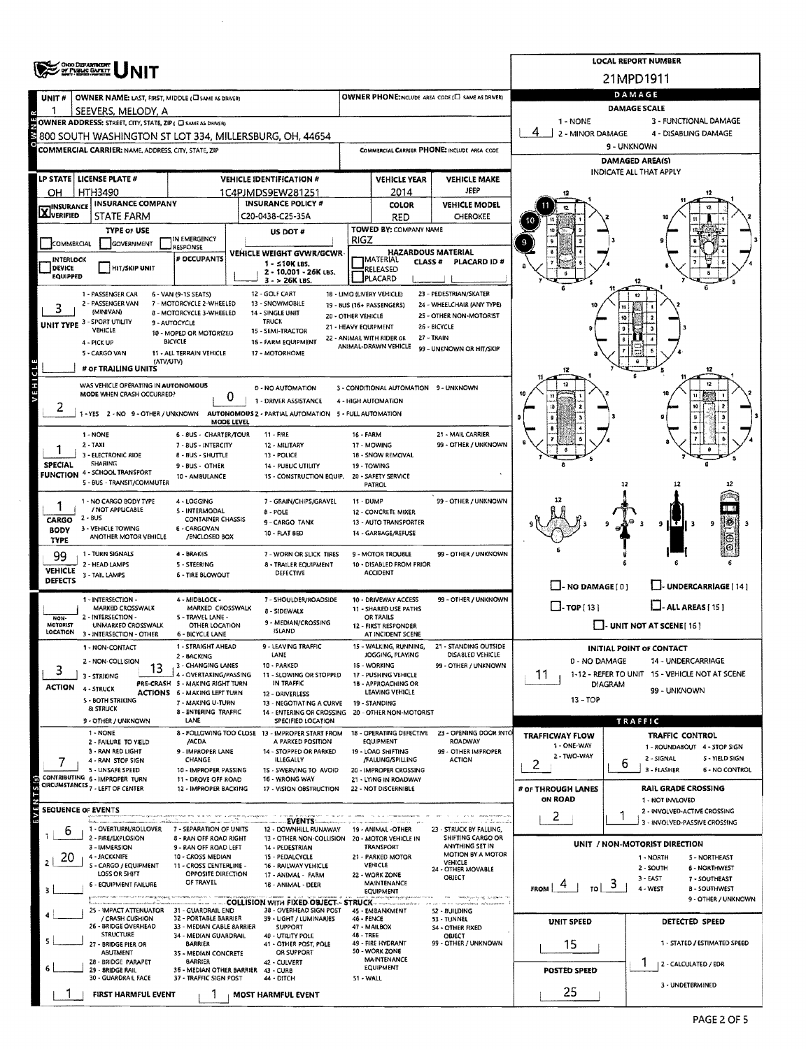# UNIT

**LOCAL REPORT NUMBER:** 21MPD1911

## Owner

| Field | Value |
|---|---|
| UNIT # | 1 |
| OWNER NAME: LAST, FIRST, MIDDLE | SEEVERS, MELODY, A |
| OWNER ADDRESS: STREET, CITY, STATE, ZIP | 800 SOUTH WASHINGTON ST LOT 334, MILLERSBURG, OH, 44654 |
| OWNER PHONE | |
| COMMERCIAL CARRIER: NAME, ADDRESS, CITY, STATE, ZIP | |
| COMMERCIAL CARRIER PHONE | |

## Vehicle

| Field | Value |
|---|---|
| LP STATE | OH |
| LICENSE PLATE # | HTH3490 |
| VEHICLE IDENTIFICATION # | 1C4PJMDS9EW281251 |
| VEHICLE YEAR | 2014 |
| VEHICLE MAKE | JEEP |
| INSURANCE | VERIFIED |
| INSURANCE COMPANY | STATE FARM |
| INSURANCE POLICY # | C20-0438-C25-35A |
| COLOR | RED |
| VEHICLE MODEL | CHEROKEE |
| TYPE OF USE | |
| US DOT # | |
| TOWED BY: COMPANY NAME | RIGZ |
| # OCCUPANTS | |
| VEHICLE WEIGHT GVWR/GCWR | 1 - ≤10K LBS. / 2 - 10,001 - 26K LBS. / 3 - > 26K LBS. |
| HAZARDOUS MATERIAL | |
| UNIT TYPE | 3 - SPORT UTILITY VEHICLE |
| # OF TRAILING UNITS | |
| WAS VEHICLE OPERATING IN AUTONOMOUS MODE WHEN CRASH OCCURRED? | 2 - NO |
| AUTONOMOUS MODE LEVEL | 0 - NO AUTOMATION |
| SPECIAL FUNCTION | 1 - NONE |
| CARGO BODY TYPE | 1 - NO CARGO BODY TYPE / NOT APPLICABLE |
| VEHICLE DEFECTS | 99 - OTHER / UNKNOWN |
| NON-MOTORIST LOCATION | |
| ACTION | 3 - STRIKING |
| PRE-CRASH ACTIONS | 13 - NEGOTIATING A CURVE |
| CONTRIBUTING CIRCUMSTANCES | 7 - LEFT OF CENTER |

Unit type codes: 1 - PASSENGER CAR; 2 - PASSENGER VAN (MINIVAN); 3 - SPORT UTILITY VEHICLE; 4 - PICK UP; 5 - CARGO VAN; 6 - VAN (9-15 SEATS); 7 - MOTORCYCLE 2-WHEELED; 8 - MOTORCYCLE 3-WHEELED; 9 - AUTOCYCLE; 10 - MOPED OR MOTORIZED BICYCLE; 11 - ALL TERRAIN VEHICLE (ATV/UTV); 12 - GOLF CART; 13 - SNOWMOBILE; 14 - SINGLE UNIT TRUCK; 15 - SEMI-TRACTOR; 16 - FARM EQUIPMENT; 17 - MOTORHOME; 18 - LIMO (LIVERY VEHICLE); 19 - BUS (16+ PASSENGERS); 20 - OTHER VEHICLE; 21 - HEAVY EQUIPMENT; 22 - ANIMAL WITH RIDER OR ANIMAL-DRAWN VEHICLE; 23 - PEDESTRIAN/SKATER; 24 - WHEELCHAIR (ANY TYPE); 25 - OTHER NON-MOTORIST; 26 - BICYCLE; 27 - TRAIN; 99 - UNKNOWN OR HIT/SKIP

## Sequence of Events

| # | Event |
|---|---|
| 1 | 6 |
| 2 | 20 |
| 3 | |
| 4 | |
| 5 | |
| 6 | |

FIRST HARMFUL EVENT: 1 — MOST HARMFUL EVENT: 1

## Damage

| Field | Value |
|---|---|
| DAMAGE SCALE | 4 - DISABLING DAMAGE |
| DAMAGED AREA(S) | 9, 10, 11 |
| INITIAL POINT OF CONTACT | 11 |

## Traffic

| Field | Value |
|---|---|
| TRAFFICWAY FLOW | 2 - TWO-WAY |
| TRAFFIC CONTROL | 6 - NO CONTROL |
| # OF THROUGH LANES ON ROAD | 2 |
| RAIL GRADE CROSSING | 1 - NOT INVOLVED |
| UNIT / NON-MOTORIST DIRECTION | FROM 4 (WEST) TO 3 (EAST) |
| UNIT SPEED | 15 |
| DETECTED SPEED | 1 - STATED / ESTIMATED SPEED |
| POSTED SPEED | 25 |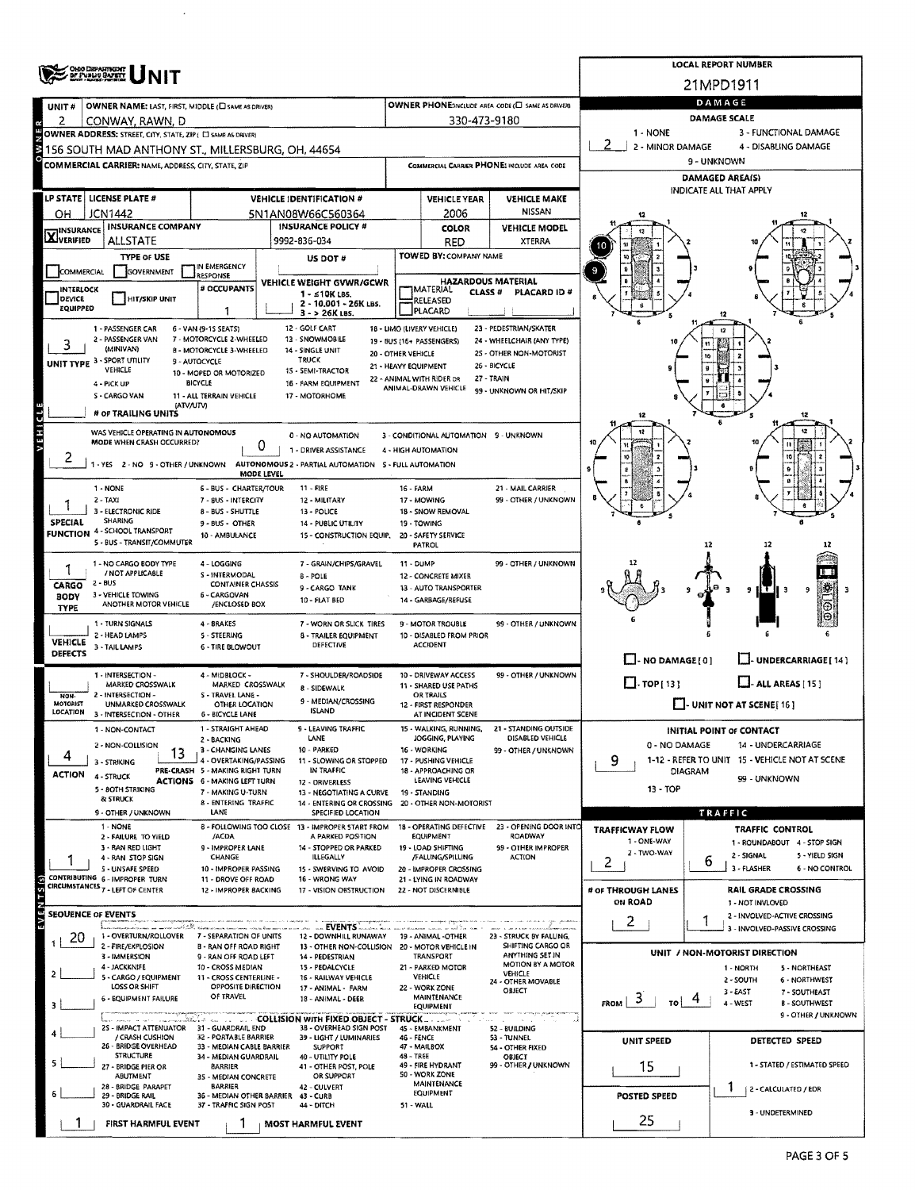# OHIO DEPARTMENT OF PUBLIC SAFETY UNIT

**LOCAL REPORT NUMBER:** 21MPD1911

| Field | Value |
|---|---|
| UNIT # | 2 |
| OWNER NAME: LAST, FIRST, MIDDLE | CONWAY, RAWN, D |
| OWNER PHONE | 330-473-9180 |
| OWNER ADDRESS: STREET, CITY, STATE, ZIP | 156 SOUTH MAD ANTHONY ST., MILLERSBURG, OH, 44654 |
| COMMERCIAL CARRIER: NAME, ADDRESS, CITY, STATE, ZIP | |
| COMMERCIAL CARRIER PHONE | |

## DAMAGE

DAMAGE SCALE: 2

1 - NONE; 2 - MINOR DAMAGE; 3 - FUNCTIONAL DAMAGE; 4 - DISABLING DAMAGE; 9 - UNKNOWN

DAMAGED AREA(S) — INDICATE ALL THAT APPLY: 10, 9

| LP STATE | LICENSE PLATE # | VEHICLE IDENTIFICATION # | VEHICLE YEAR | VEHICLE MAKE |
|---|---|---|---|---|
| OH | JCN1442 | 5N1AN08W66C560364 | 2006 | NISSAN |

| INSURANCE | INSURANCE COMPANY | INSURANCE POLICY # | COLOR | VEHICLE MODEL |
|---|---|---|---|---|
| X VERIFIED | ALLSTATE | 9992-836-034 | RED | XTERRA |

TYPE OF USE: COMMERCIAL / GOVERNMENT / IN EMERGENCY RESPONSE
US DOT #:
TOWED BY: COMPANY NAME:

INTERLOCK DEVICE EQUIPPED / HIT/SKIP UNIT
# OCCUPANTS: 1
VEHICLE WEIGHT GVWR/GCWR: 1 - ≤10K LBS.; 2 - 10.001 - 26K LBS.; 3 - > 26K LBS.
HAZARDOUS MATERIAL: MATERIAL RELEASED / PLACARD; CLASS #; PLACARD ID #

**UNIT TYPE:** 3
1 - PASSENGER CAR; 2 - PASSENGER VAN (MINIVAN); 3 - SPORT UTILITY VEHICLE; 4 - PICK UP; 5 - CARGO VAN; 6 - VAN (9-15 SEATS); 7 - MOTORCYCLE 2-WHEELED; 8 - MOTORCYCLE 3-WHEELED; 9 - AUTOCYCLE; 10 - MOPED OR MOTORIZED BICYCLE; 11 - ALL TERRAIN VEHICLE (ATV/UTV); 12 - GOLF CART; 13 - SNOWMOBILE; 14 - SINGLE UNIT TRUCK; 15 - SEMI-TRACTOR; 16 - FARM EQUIPMENT; 17 - MOTORHOME; 18 - LIMO (LIVERY VEHICLE); 19 - BUS (16+ PASSENGERS); 20 - OTHER VEHICLE; 21 - HEAVY EQUIPMENT; 22 - ANIMAL WITH RIDER OR ANIMAL-DRAWN VEHICLE; 23 - PEDESTRIAN/SKATER; 24 - WHEELCHAIR (ANY TYPE); 25 - OTHER NON-MOTORIST; 26 - BICYCLE; 27 - TRAIN; 99 - UNKNOWN OR HIT/SKIP

# OF TRAILING UNITS:

**WAS VEHICLE OPERATING IN AUTONOMOUS MODE WHEN CRASH OCCURRED?** 2
1 - YES; 2 - NO; 9 - OTHER / UNKNOWN

**AUTONOMOUS MODE LEVEL:** 0
0 - NO AUTOMATION; 1 - DRIVER ASSISTANCE; 2 - PARTIAL AUTOMATION; 3 - CONDITIONAL AUTOMATION; 4 - HIGH AUTOMATION; 5 - FULL AUTOMATION; 9 - UNKNOWN

**SPECIAL FUNCTION:** 1
1 - NONE; 2 - TAXI; 3 - ELECTRONIC RIDE SHARING; 4 - SCHOOL TRANSPORT; 5 - BUS - TRANSIT/COMMUTER; 6 - BUS - CHARTER/TOUR; 7 - BUS - INTERCITY; 8 - BUS - SHUTTLE; 9 - BUS - OTHER; 10 - AMBULANCE; 11 - FIRE; 12 - MILITARY; 13 - POLICE; 14 - PUBLIC UTILITY; 15 - CONSTRUCTION EQUIP.; 16 - FARM; 17 - MOWING; 18 - SNOW REMOVAL; 19 - TOWING; 20 - SAFETY SERVICE PATROL; 21 - MAIL CARRIER; 99 - OTHER / UNKNOWN

**CARGO BODY TYPE:** 1
1 - NO CARGO BODY TYPE / NOT APPLICABLE; 2 - BUS; 3 - VEHICLE TOWING ANOTHER MOTOR VEHICLE; 4 - LOGGING; 5 - INTERMODAL CONTAINER CHASSIS; 6 - CARGOVAN /ENCLOSED BOX; 7 - GRAIN/CHIPS/GRAVEL; 8 - POLE; 9 - CARGO TANK; 10 - FLAT BED; 11 - DUMP; 12 - CONCRETE MIXER; 13 - AUTO TRANSPORTER; 14 - GARBAGE/REFUSE; 99 - OTHER / UNKNOWN

**VEHICLE DEFECTS:**
1 - TURN SIGNALS; 2 - HEAD LAMPS; 3 - TAIL LAMPS; 4 - BRAKES; 5 - STEERING; 6 - TIRE BLOWOUT; 7 - WORN OR SLICK TIRES; 8 - TRAILER EQUIPMENT DEFECTIVE; 9 - MOTOR TROUBLE; 10 - DISABLED FROM PRIOR ACCIDENT; 99 - OTHER / UNKNOWN

**NON-MOTORIST LOCATION:**
1 - INTERSECTION - MARKED CROSSWALK; 2 - INTERSECTION - UNMARKED CROSSWALK; 3 - INTERSECTION - OTHER; 4 - MIDBLOCK - MARKED CROSSWALK; 5 - TRAVEL LANE - OTHER LOCATION; 6 - BICYCLE LANE; 7 - SHOULDER/ROADSIDE; 8 - SIDEWALK; 9 - MEDIAN/CROSSING ISLAND; 10 - DRIVEWAY ACCESS; 11 - SHARED USE PATHS OR TRAILS; 12 - FIRST RESPONDER AT INCIDENT SCENE; 99 - OTHER / UNKNOWN

NO DAMAGE [0] / UNDERCARRIAGE [14] / TOP [13] / ALL AREAS [15] / UNIT NOT AT SCENE [16]

**ACTION:** 4
1 - NON-CONTACT; 2 - NON-COLLISION; 3 - STRIKING; 4 - STRUCK; 5 - BOTH STRIKING & STRUCK; 9 - OTHER / UNKNOWN

**PRE-CRASH ACTIONS:** 13
1 - STRAIGHT AHEAD; 2 - BACKING; 3 - CHANGING LANES; 4 - OVERTAKING/PASSING; 5 - MAKING RIGHT TURN; 6 - MAKING LEFT TURN; 7 - MAKING U-TURN; 8 - ENTERING TRAFFIC LANE; 9 - LEAVING TRAFFIC LANE; 10 - PARKED; 11 - SLOWING OR STOPPED IN TRAFFIC; 12 - DRIVERLESS; 13 - NEGOTIATING A CURVE; 14 - ENTERING OR CROSSING SPECIFIED LOCATION; 15 - WALKING, RUNNING, JOGGING, PLAYING; 16 - WORKING; 17 - PUSHING VEHICLE; 18 - APPROACHING OR LEAVING VEHICLE; 19 - STANDING; 20 - OTHER NON-MOTORIST; 21 - STANDING OUTSIDE DISABLED VEHICLE; 99 - OTHER / UNKNOWN

**INITIAL POINT OF CONTACT:** 9
0 - NO DAMAGE; 1-12 - REFER TO UNIT DIAGRAM; 13 - TOP; 14 - UNDERCARRIAGE; 15 - VEHICLE NOT AT SCENE; 99 - UNKNOWN

**CONTRIBUTING CIRCUMSTANCES:** 1
1 - NONE; 2 - FAILURE TO YIELD; 3 - RAN RED LIGHT; 4 - RAN STOP SIGN; 5 - UNSAFE SPEED; 6 - IMPROPER TURN; 7 - LEFT OF CENTER; 8 - FOLLOWING TOO CLOSE /ACDA; 9 - IMPROPER LANE CHANGE; 10 - IMPROPER PASSING; 11 - DROVE OFF ROAD; 12 - IMPROPER BACKING; 13 - IMPROPER START FROM A PARKED POSITION; 14 - STOPPED OR PARKED ILLEGALLY; 15 - SWERVING TO AVOID; 16 - WRONG WAY; 17 - VISION OBSTRUCTION; 18 - OPERATING DEFECTIVE EQUIPMENT; 19 - LOAD SHIFTING /FALLING/SPILLING; 20 - IMPROPER CROSSING; 21 - LYING IN ROADWAY; 22 - NOT DISCERNIBLE; 23 - OPENING DOOR INTO ROADWAY; 99 - OTHER IMPROPER ACTION

## TRAFFIC

**TRAFFICWAY FLOW:** 2 (1 - ONE-WAY; 2 - TWO-WAY)

**TRAFFIC CONTROL:** 6
1 - ROUNDABOUT; 2 - SIGNAL; 3 - FLASHER; 4 - STOP SIGN; 5 - YIELD SIGN; 6 - NO CONTROL

**# OF THROUGH LANES ON ROAD:** 2

**RAIL GRADE CROSSING:** 1
1 - NOT INVLOVED; 2 - INVOLVED-ACTIVE CROSSING; 3 - INVOLVED-PASSIVE CROSSING

## SEQUENCE OF EVENTS

| # | Event |
|---|---|
| 1 | 20 |
| 2 | |
| 3 | |
| 4 | |
| 5 | |
| 6 | |

**EVENTS:** 1 - OVERTURN/ROLLOVER; 2 - FIRE/EXPLOSION; 3 - IMMERSION; 4 - JACKKNIFE; 5 - CARGO / EQUIPMENT LOSS OR SHIFT; 6 - EQUIPMENT FAILURE; 7 - SEPARATION OF UNITS; 8 - RAN OFF ROAD RIGHT; 9 - RAN OFF ROAD LEFT; 10 - CROSS MEDIAN; 11 - CROSS CENTERLINE - OPPOSITE DIRECTION OF TRAVEL; 12 - DOWNHILL RUNAWAY; 13 - OTHER NON-COLLISION; 14 - PEDESTRIAN; 15 - PEDALCYCLE; 16 - RAILWAY VEHICLE; 17 - ANIMAL - FARM; 18 - ANIMAL - DEER; 19 - ANIMAL -OTHER; 20 - MOTOR VEHICLE IN TRANSPORT; 21 - PARKED MOTOR VEHICLE; 22 - WORK ZONE MAINTENANCE EQUIPMENT; 23 - STRUCK BY FALLING, SHIFTING CARGO OR ANYTHING SET IN MOTION BY A MOTOR VEHICLE; 24 - OTHER MOVABLE OBJECT

**COLLISION WITH FIXED OBJECT - STRUCK:** 25 - IMPACT ATTENUATOR / CRASH CUSHION; 26 - BRIDGE OVERHEAD STRUCTURE; 27 - BRIDGE PIER OR ABUTMENT; 28 - BRIDGE PARAPET; 29 - BRIDGE RAIL; 30 - GUARDRAIL FACE; 31 - GUARDRAIL END; 32 - PORTABLE BARRIER; 33 - MEDIAN CABLE BARRIER; 34 - MEDIAN GUARDRAIL BARRIER; 35 - MEDIAN CONCRETE BARRIER; 36 - MEDIAN OTHER BARRIER; 37 - TRAFFIC SIGN POST; 38 - OVERHEAD SIGN POST; 39 - LIGHT / LUMINARIES SUPPORT; 40 - UTILITY POLE; 41 - OTHER POST, POLE OR SUPPORT; 42 - CULVERT; 43 - CURB; 44 - DITCH; 45 - EMBANKMENT; 46 - FENCE; 47 - MAILBOX; 48 - TREE; 49 - FIRE HYDRANT; 50 - WORK ZONE MAINTENANCE EQUIPMENT; 51 - WALL; 52 - BUILDING; 53 - TUNNEL; 54 - OTHER FIXED OBJECT; 99 - OTHER / UNKNOWN

**FIRST HARMFUL EVENT:** 1
**MOST HARMFUL EVENT:** 1

## UNIT / NON-MOTORIST DIRECTION

FROM: 3 TO: 4
1 - NORTH; 2 - SOUTH; 3 - EAST; 4 - WEST; 5 - NORTHEAST; 6 - NORTHWEST; 7 - SOUTHEAST; 8 - SOUTHWEST; 9 - OTHER / UNKNOWN

**UNIT SPEED:** 15
**POSTED SPEED:** 25

**DETECTED SPEED:** 1
1 - STATED / ESTIMATED SPEED; 2 - CALCULATED / EDR; 3 - UNDETERMINED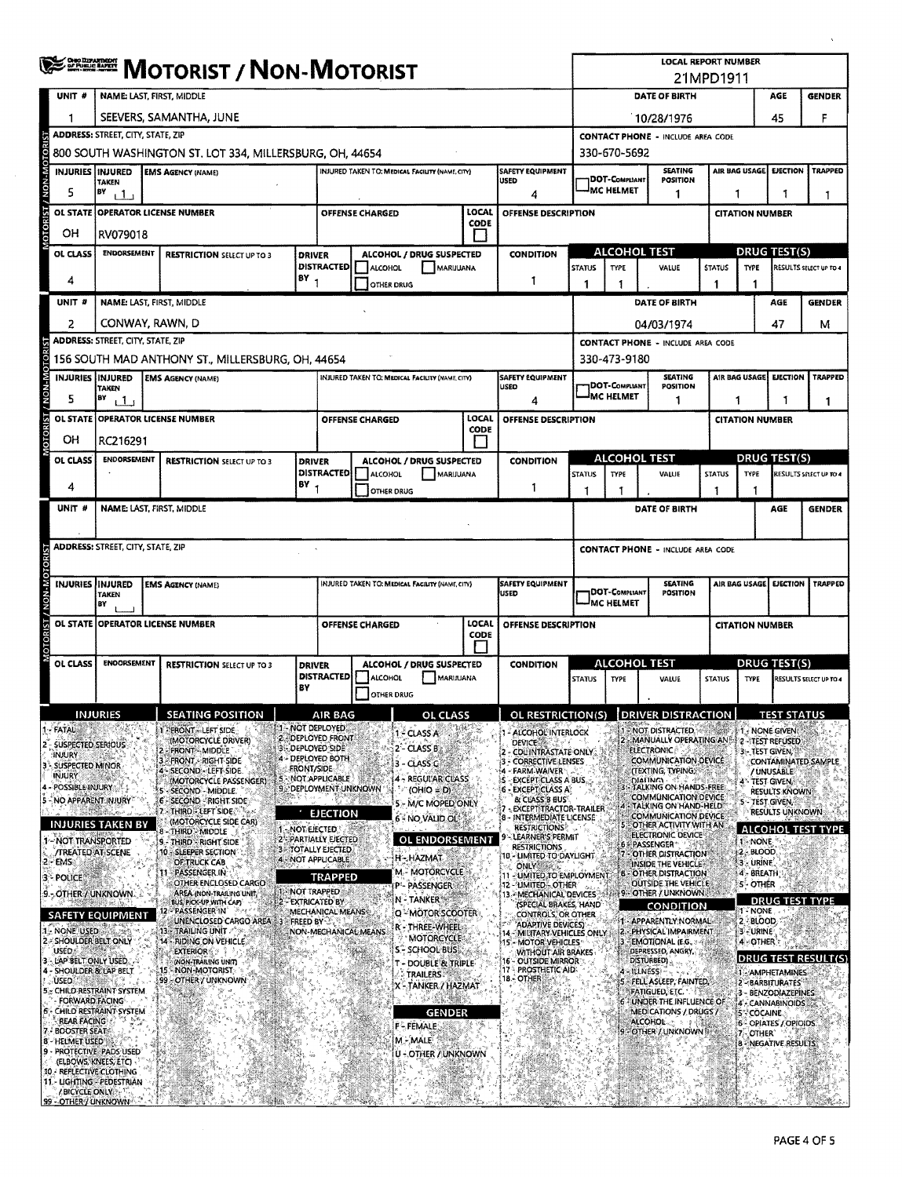# MOTORIST / NON-MOTORIST

Ohio Department of Public Safety

**LOCAL REPORT NUMBER:** 21MPD1911

## Unit 1

| UNIT # | NAME: LAST, FIRST, MIDDLE | DATE OF BIRTH | AGE | GENDER |
|---|---|---|---|---|
| 1 | SEEVERS, SAMANTHA, JUNE | 10/28/1976 | 45 | F |

| ADDRESS: STREET, CITY, STATE, ZIP | CONTACT PHONE - INCLUDE AREA CODE |
|---|---|
| 800 SOUTH WASHINGTON ST. LOT 334, MILLERSBURG, OH, 44654 | 330-670-5692 |

| INJURIES | INJURED TAKEN BY | EMS AGENCY (NAME) | INJURED TAKEN TO: MEDICAL FACILITY (NAME, CITY) | SAFETY EQUIPMENT USED | DOT-COMPLIANT MC HELMET | SEATING POSITION | AIR BAG USAGE | EJECTION | TRAPPED |
|---|---|---|---|---|---|---|---|---|---|
| 5 | 1 | | | 4 | | 1 | 1 | 1 | 1 |

| OL STATE | OPERATOR LICENSE NUMBER | OFFENSE CHARGED | LOCAL CODE | OFFENSE DESCRIPTION | CITATION NUMBER |
|---|---|---|---|---|---|
| OH | RV079018 | | | | |

| OL CLASS | ENDORSEMENT | RESTRICTION SELECT UP TO 3 | DRIVER DISTRACTED BY | ALCOHOL / DRUG SUSPECTED | CONDITION | ALCOHOL TEST STATUS | ALCOHOL TEST TYPE | ALCOHOL TEST VALUE | DRUG TEST STATUS | DRUG TEST TYPE | DRUG TEST RESULTS SELECT UP TO 4 |
|---|---|---|---|---|---|---|---|---|---|---|---|
| 4 | | | 1 | ☐ ALCOHOL ☐ MARIJUANA ☐ OTHER DRUG | 1 | 1 | 1 | . | 1 | 1 | |

## Unit 2

| UNIT # | NAME: LAST, FIRST, MIDDLE | DATE OF BIRTH | AGE | GENDER |
|---|---|---|---|---|
| 2 | CONWAY, RAWN, D | 04/03/1974 | 47 | M |

| ADDRESS: STREET, CITY, STATE, ZIP | CONTACT PHONE - INCLUDE AREA CODE |
|---|---|
| 156 SOUTH MAD ANTHONY ST., MILLERSBURG, OH, 44654 | 330-473-9180 |

| INJURIES | INJURED TAKEN BY | EMS AGENCY (NAME) | INJURED TAKEN TO: MEDICAL FACILITY (NAME, CITY) | SAFETY EQUIPMENT USED | DOT-COMPLIANT MC HELMET | SEATING POSITION | AIR BAG USAGE | EJECTION | TRAPPED |
|---|---|---|---|---|---|---|---|---|---|
| 5 | 1 | | | 4 | | 1 | 1 | 1 | 1 |

| OL STATE | OPERATOR LICENSE NUMBER | OFFENSE CHARGED | LOCAL CODE | OFFENSE DESCRIPTION | CITATION NUMBER |
|---|---|---|---|---|---|
| OH | RC216291 | | | | |

| OL CLASS | ENDORSEMENT | RESTRICTION SELECT UP TO 3 | DRIVER DISTRACTED BY | ALCOHOL / DRUG SUSPECTED | CONDITION | ALCOHOL TEST STATUS | ALCOHOL TEST TYPE | ALCOHOL TEST VALUE | DRUG TEST STATUS | DRUG TEST TYPE | DRUG TEST RESULTS SELECT UP TO 4 |
|---|---|---|---|---|---|---|---|---|---|---|---|
| 4 | | | 1 | ☐ ALCOHOL ☐ MARIJUANA ☐ OTHER DRUG | 1 | 1 | 1 | . | 1 | 1 | |

## Unit (blank)

| UNIT # | NAME: LAST, FIRST, MIDDLE | DATE OF BIRTH | AGE | GENDER |
|---|---|---|---|---|
| | | | | |

| ADDRESS: STREET, CITY, STATE, ZIP | CONTACT PHONE - INCLUDE AREA CODE |
|---|---|
| | |

| INJURIES | INJURED TAKEN BY | EMS AGENCY (NAME) | INJURED TAKEN TO: MEDICAL FACILITY (NAME, CITY) | SAFETY EQUIPMENT USED | DOT-COMPLIANT MC HELMET | SEATING POSITION | AIR BAG USAGE | EJECTION | TRAPPED |
|---|---|---|---|---|---|---|---|---|---|
| | | | | | | | | | |

| OL STATE | OPERATOR LICENSE NUMBER | OFFENSE CHARGED | LOCAL CODE | OFFENSE DESCRIPTION | CITATION NUMBER |
|---|---|---|---|---|---|
| | | | | | |

| OL CLASS | ENDORSEMENT | RESTRICTION SELECT UP TO 3 | DRIVER DISTRACTED BY | ALCOHOL / DRUG SUSPECTED | CONDITION | ALCOHOL TEST STATUS | ALCOHOL TEST TYPE | ALCOHOL TEST VALUE | DRUG TEST STATUS | DRUG TEST TYPE | DRUG TEST RESULTS SELECT UP TO 4 |
|---|---|---|---|---|---|---|---|---|---|---|---|
| | | | | ☐ ALCOHOL ☐ MARIJUANA ☐ OTHER DRUG | | | | . | | | |

## Codes

**INJURIES**
1 - FATAL
2 - SUSPECTED SERIOUS INJURY
3 - SUSPECTED MINOR INJURY
4 - POSSIBLE INJURY
5 - NO APPARENT INJURY

**INJURIES TAKEN BY**
1 - NOT TRANSPORTED /TREATED AT SCENE
2 - EMS
3 - POLICE
9 - OTHER / UNKNOWN

**SAFETY EQUIPMENT**
1 - NONE USED
2 - SHOULDER BELT ONLY USED
3 - LAP BELT ONLY USED
4 - SHOULDER & LAP BELT USED
5 - CHILD RESTRAINT SYSTEM - FORWARD FACING
6 - CHILD RESTRAINT SYSTEM - REAR FACING
7 - BOOSTER SEAT
8 - HELMET USED
9 - PROTECTIVE PADS USED (ELBOWS, KNEES, ETC)
10 - REFLECTIVE CLOTHING
11 - LIGHTING - PEDESTRIAN / BICYCLE ONLY
99 - OTHER / UNKNOWN

**SEATING POSITION**
1 - FRONT - LEFT SIDE (MOTORCYCLE DRIVER)
2 - FRONT - MIDDLE
3 - FRONT - RIGHT SIDE
4 - SECOND - LEFT SIDE (MOTORCYCLE PASSENGER)
5 - SECOND - MIDDLE
6 - SECOND - RIGHT SIDE
7 - THIRD - LEFT SIDE (MOTORCYCLE SIDE CAR)
8 - THIRD - MIDDLE
9 - THIRD - RIGHT SIDE
10 - SLEEPER SECTION OF TRUCK CAB
11 - PASSENGER IN OTHER ENCLOSED CARGO AREA (NON-TRAILING UNIT, BUS, PICK-UP WITH CAP)
12 - PASSENGER IN UNENCLOSED CARGO AREA
13 - TRAILING UNIT
14 - RIDING ON VEHICLE EXTERIOR (NON-TRAILING UNIT)
15 - NON-MOTORIST
99 - OTHER / UNKNOWN

**AIR BAG**
1 - NOT DEPLOYED
2 - DEPLOYED FRONT
3 - DEPLOYED SIDE
4 - DEPLOYED BOTH FRONT/SIDE
5 - NOT APPLICABLE
9 - DEPLOYMENT UNKNOWN

**EJECTION**
1 - NOT EJECTED
2 - PARTIALLY EJECTED
3 - TOTALLY EJECTED
4 - NOT APPLICABLE

**TRAPPED**
1 - NOT TRAPPED
2 - EXTRICATED BY MECHANICAL MEANS
3 - FREED BY NON-MECHANICAL MEANS

**OL CLASS**
1 - CLASS A
2 - CLASS B
3 - CLASS C
4 - REGULAR CLASS (OHIO = D)
5 - M/C MOPED ONLY
6 - NO VALID OL

**OL ENDORSEMENT**
H - HAZMAT
M - MOTORCYCLE
P - PASSENGER
N - TANKER
Q - MOTOR SCOOTER
R - THREE-WHEEL MOTORCYCLE
S - SCHOOL BUS
T - DOUBLE & TRIPLE TRAILERS
X - TANKER / HAZMAT

**GENDER**
F - FEMALE
M - MALE
U - OTHER / UNKNOWN

**OL RESTRICTION(S)**
1 - ALCOHOL INTERLOCK DEVICE
2 - CDL INTRASTATE ONLY
3 - CORRECTIVE LENSES
4 - FARM WAIVER
5 - EXCEPT CLASS A BUS
6 - EXCEPT CLASS A & CLASS B BUS
7 - EXCEPT TRACTOR-TRAILER
8 - INTERMEDIATE LICENSE RESTRICTIONS
9 - LEARNER'S PERMIT RESTRICTIONS
10 - LIMITED TO DAYLIGHT ONLY
11 - LIMITED TO EMPLOYMENT
12 - LIMITED - OTHER
13 - MECHANICAL DEVICES (SPECIAL BRAKES, HAND CONTROLS, OR OTHER ADAPTIVE DEVICES)
14 - MILITARY VEHICLES ONLY
15 - MOTOR VEHICLES WITHOUT AIR BRAKES
16 - OUTSIDE MIRROR
17 - PROSTHETIC AID
18 - OTHER

**DRIVER DISTRACTION**
1 - NOT DISTRACTED
2 - MANUALLY OPERATING AN ELECTRONIC COMMUNICATION DEVICE (TEXTING, TYPING, DIALING)
3 - TALKING ON HANDS-FREE COMMUNICATION DEVICE
4 - TALKING ON HAND-HELD COMMUNICATION DEVICE
5 - OTHER ACTIVITY WITH AN ELECTRONIC DEVICE
6 - PASSENGER
7 - OTHER DISTRACTION INSIDE THE VEHICLE
8 - OTHER DISTRACTION OUTSIDE THE VEHICLE
9 - OTHER / UNKNOWN

**CONDITION**
1 - APPARENTLY NORMAL
2 - PHYSICAL IMPAIRMENT
3 - EMOTIONAL (E.G., DEPRESSED, ANGRY, DISTURBED)
4 - ILLNESS
5 - FELL ASLEEP, FAINTED, FATIGUED, ETC.
6 - UNDER THE INFLUENCE OF MEDICATIONS / DRUGS / ALCOHOL
9 - OTHER / UNKNOWN

**TEST STATUS**
1 - NONE GIVEN
2 - TEST REFUSED
3 - TEST GIVEN, CONTAMINATED SAMPLE / UNUSABLE
4 - TEST GIVEN, RESULTS KNOWN
5 - TEST GIVEN, RESULTS UNKNOWN

**ALCOHOL TEST TYPE**
1 - NONE
2 - BLOOD
3 - URINE
4 - BREATH
5 - OTHER

**DRUG TEST TYPE**
1 - NONE
2 - BLOOD
3 - URINE
4 - OTHER

**DRUG TEST RESULT(S)**
1 - AMPHETAMINES
2 - BARBITURATES
3 - BENZODIAZEPINES
4 - CANNABINOIDS
5 - COCAINE
6 - OPIATES / OPIOIDS
7 - OTHER
8 - NEGATIVE RESULTS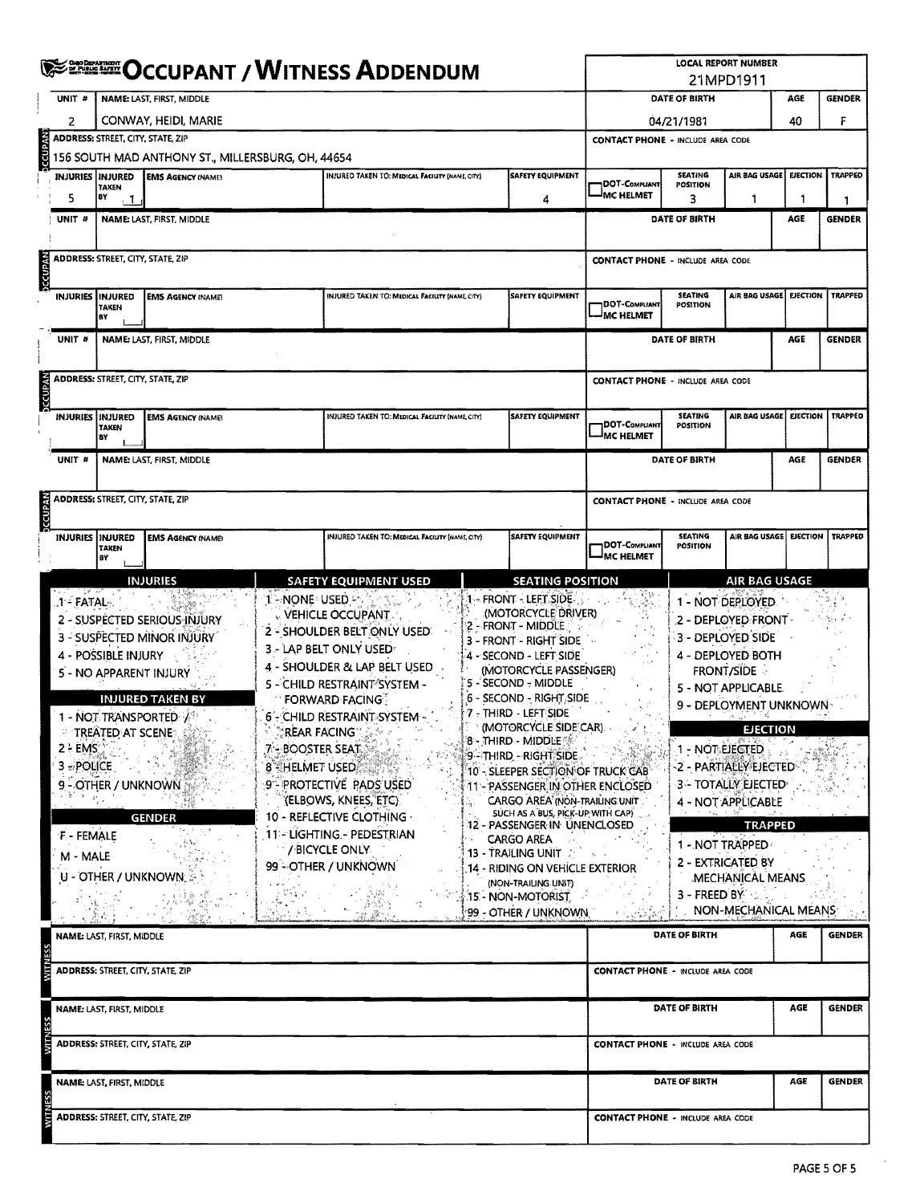# OCCUPANT / WITNESS ADDENDUM

**LOCAL REPORT NUMBER:** 21MPD1911

## OCCUPANT

| UNIT # | NAME: LAST, FIRST, MIDDLE | DATE OF BIRTH | AGE | GENDER |
|---|---|---|---|---|
| 2 | CONWAY, HEIDI, MARIE | 04/21/1981 | 40 | F |

| ADDRESS: STREET, CITY, STATE, ZIP | CONTACT PHONE - INCLUDE AREA CODE |
|---|---|
| 156 SOUTH MAD ANTHONY ST., MILLERSBURG, OH, 44654 | |

| INJURIES | INJURED TAKEN BY | EMS AGENCY (NAME) | INJURED TAKEN TO: MEDICAL FACILITY (NAME, CITY) | SAFETY EQUIPMENT | DOT-COMPLIANT MC HELMET | SEATING POSITION | AIR BAG USAGE | EJECTION | TRAPPED |
|---|---|---|---|---|---|---|---|---|---|
| 5 | 1 | | | 4 | | 3 | 1 | 1 | 1 |

## OCCUPANT

| UNIT # | NAME: LAST, FIRST, MIDDLE | DATE OF BIRTH | AGE | GENDER |
|---|---|---|---|---|
| | | | | |

| ADDRESS: STREET, CITY, STATE, ZIP | CONTACT PHONE - INCLUDE AREA CODE |
|---|---|
| | |

| INJURIES | INJURED TAKEN BY | EMS AGENCY (NAME) | INJURED TAKEN TO: MEDICAL FACILITY (NAME, CITY) | SAFETY EQUIPMENT | DOT-COMPLIANT MC HELMET | SEATING POSITION | AIR BAG USAGE | EJECTION | TRAPPED |
|---|---|---|---|---|---|---|---|---|---|
| | | | | | | | | | |

## OCCUPANT

| UNIT # | NAME: LAST, FIRST, MIDDLE | DATE OF BIRTH | AGE | GENDER |
|---|---|---|---|---|
| | | | | |

| ADDRESS: STREET, CITY, STATE, ZIP | CONTACT PHONE - INCLUDE AREA CODE |
|---|---|
| | |

| INJURIES | INJURED TAKEN BY | EMS AGENCY (NAME) | INJURED TAKEN TO: MEDICAL FACILITY (NAME, CITY) | SAFETY EQUIPMENT | DOT-COMPLIANT MC HELMET | SEATING POSITION | AIR BAG USAGE | EJECTION | TRAPPED |
|---|---|---|---|---|---|---|---|---|---|
| | | | | | | | | | |

## OCCUPANT

| UNIT # | NAME: LAST, FIRST, MIDDLE | DATE OF BIRTH | AGE | GENDER |
|---|---|---|---|---|
| | | | | |

| ADDRESS: STREET, CITY, STATE, ZIP | CONTACT PHONE - INCLUDE AREA CODE |
|---|---|
| | |

| INJURIES | INJURED TAKEN BY | EMS AGENCY (NAME) | INJURED TAKEN TO: MEDICAL FACILITY (NAME, CITY) | SAFETY EQUIPMENT | DOT-COMPLIANT MC HELMET | SEATING POSITION | AIR BAG USAGE | EJECTION | TRAPPED |
|---|---|---|---|---|---|---|---|---|---|
| | | | | | | | | | |

## CODES

**INJURIES**
1 - FATAL
2 - SUSPECTED SERIOUS INJURY
3 - SUSPECTED MINOR INJURY
4 - POSSIBLE INJURY
5 - NO APPARENT INJURY

**INJURED TAKEN BY**
1 - NOT TRANSPORTED / TREATED AT SCENE
2 - EMS
3 - POLICE
9 - OTHER / UNKNOWN

**GENDER**
F - FEMALE
M - MALE
U - OTHER / UNKNOWN

**SAFETY EQUIPMENT USED**
1 - NONE USED - VEHICLE OCCUPANT
2 - SHOULDER BELT ONLY USED
3 - LAP BELT ONLY USED
4 - SHOULDER & LAP BELT USED
5 - CHILD RESTRAINT SYSTEM - FORWARD FACING
6 - CHILD RESTRAINT SYSTEM - REAR FACING
7 - BOOSTER SEAT
8 - HELMET USED
9 - PROTECTIVE PADS USED (ELBOWS, KNEES, ETC)
10 - REFLECTIVE CLOTHING
11 - LIGHTING - PEDESTRIAN / BICYCLE ONLY
99 - OTHER / UNKNOWN

**SEATING POSITION**
1 - FRONT - LEFT SIDE (MOTORCYCLE DRIVER)
2 - FRONT - MIDDLE
3 - FRONT - RIGHT SIDE
4 - SECOND - LEFT SIDE (MOTORCYCLE PASSENGER)
5 - SECOND - MIDDLE
6 - SECOND - RIGHT SIDE
7 - THIRD - LEFT SIDE (MOTORCYCLE SIDE CAR)
8 - THIRD - MIDDLE
9 - THIRD - RIGHT SIDE
10 - SLEEPER SECTION OF TRUCK CAB
11 - PASSENGER IN OTHER ENCLOSED CARGO AREA (NON-TRAILING UNIT SUCH AS A BUS, PICK-UP WITH CAP)
12 - PASSENGER IN UNENCLOSED CARGO AREA
13 - TRAILING UNIT
14 - RIDING ON VEHICLE EXTERIOR (NON-TRAILING UNIT)
15 - NON-MOTORIST
99 - OTHER / UNKNOWN

**AIR BAG USAGE**
1 - NOT DEPLOYED
2 - DEPLOYED FRONT
3 - DEPLOYED SIDE
4 - DEPLOYED BOTH FRONT/SIDE
5 - NOT APPLICABLE
9 - DEPLOYMENT UNKNOWN

**EJECTION**
1 - NOT EJECTED
2 - PARTIALLY EJECTED
3 - TOTALLY EJECTED
4 - NOT APPLICABLE

**TRAPPED**
1 - NOT TRAPPED
2 - EXTRICATED BY MECHANICAL MEANS
3 - FREED BY NON-MECHANICAL MEANS

## WITNESS

| NAME: LAST, FIRST, MIDDLE | DATE OF BIRTH | AGE | GENDER |
|---|---|---|---|
| | | | |

| ADDRESS: STREET, CITY, STATE, ZIP | CONTACT PHONE - INCLUDE AREA CODE |
|---|---|
| | |

## WITNESS

| NAME: LAST, FIRST, MIDDLE | DATE OF BIRTH | AGE | GENDER |
|---|---|---|---|
| | | | |

| ADDRESS: STREET, CITY, STATE, ZIP | CONTACT PHONE - INCLUDE AREA CODE |
|---|---|
| | |

## WITNESS

| NAME: LAST, FIRST, MIDDLE | DATE OF BIRTH | AGE | GENDER |
|---|---|---|---|
| | | | |

| ADDRESS: STREET, CITY, STATE, ZIP | CONTACT PHONE - INCLUDE AREA CODE |
|---|---|
| | |